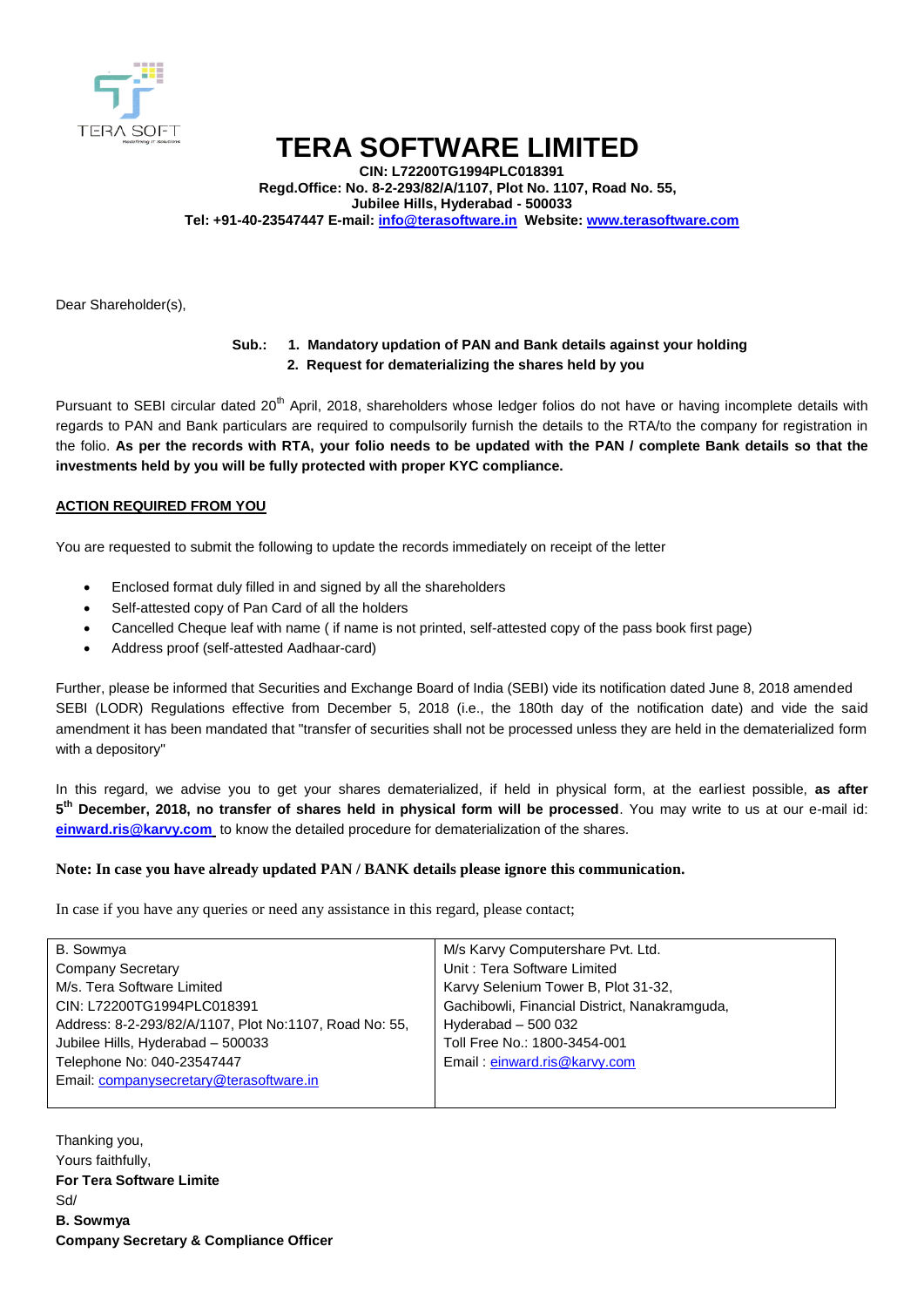# TERA SOFTWARE LIMITED

**CIN: L72200TG1994PLC018391**
**Regd.Office: No. 8-2-293/82/A/1107, Plot No. 1107, Road No. 55,**
**Jubilee Hills, Hyderabad - 500033**
**Tel: +91-40-23547447 E-mail: info@terasoftware.in Website: www.terasoftware.com**

Dear Shareholder(s),

**Sub.: 1. Mandatory updation of PAN and Bank details against your holding**
**2. Request for dematerializing the shares held by you**

Pursuant to SEBI circular dated 20th April, 2018, shareholders whose ledger folios do not have or having incomplete details with regards to PAN and Bank particulars are required to compulsorily furnish the details to the RTA/to the company for registration in the folio. **As per the records with RTA, your folio needs to be updated with the PAN / complete Bank details so that the investments held by you will be fully protected with proper KYC compliance.**

**ACTION REQUIRED FROM YOU**

You are requested to submit the following to update the records immediately on receipt of the letter

- Enclosed format duly filled in and signed by all the shareholders
- Self-attested copy of Pan Card of all the holders
- Cancelled Cheque leaf with name ( if name is not printed, self-attested copy of the pass book first page)
- Address proof (self-attested Aadhaar-card)

Further, please be informed that Securities and Exchange Board of India (SEBI) vide its notification dated June 8, 2018 amended SEBI (LODR) Regulations effective from December 5, 2018 (i.e., the 180th day of the notification date) and vide the said amendment it has been mandated that "transfer of securities shall not be processed unless they are held in the dematerialized form with a depository"

In this regard, we advise you to get your shares dematerialized, if held in physical form, at the earliest possible, **as after 5th December, 2018, no transfer of shares held in physical form will be processed**. You may write to us at our e-mail id: **einward.ris@karvy.com** to know the detailed procedure for dematerialization of the shares.

**Note: In case you have already updated PAN / BANK details please ignore this communication.**

In case if you have any queries or need any assistance in this regard, please contact;

| | |
|---|---|
| B. Sowmya<br>Company Secretary<br>M/s. Tera Software Limited<br>CIN: L72200TG1994PLC018391<br>Address: 8-2-293/82/A/1107, Plot No:1107, Road No: 55,<br>Jubilee Hills, Hyderabad – 500033<br>Telephone No: 040-23547447<br>Email: companysecretary@terasoftware.in | M/s Karvy Computershare Pvt. Ltd.<br>Unit : Tera Software Limited<br>Karvy Selenium Tower B, Plot 31-32,<br>Gachibowli, Financial District, Nanakramguda,<br>Hyderabad – 500 032<br>Toll Free No.: 1800-3454-001<br>Email : einward.ris@karvy.com |

Thanking you,
Yours faithfully,
**For Tera Software Limite**
Sd/
**B. Sowmya**
**Company Secretary & Compliance Officer**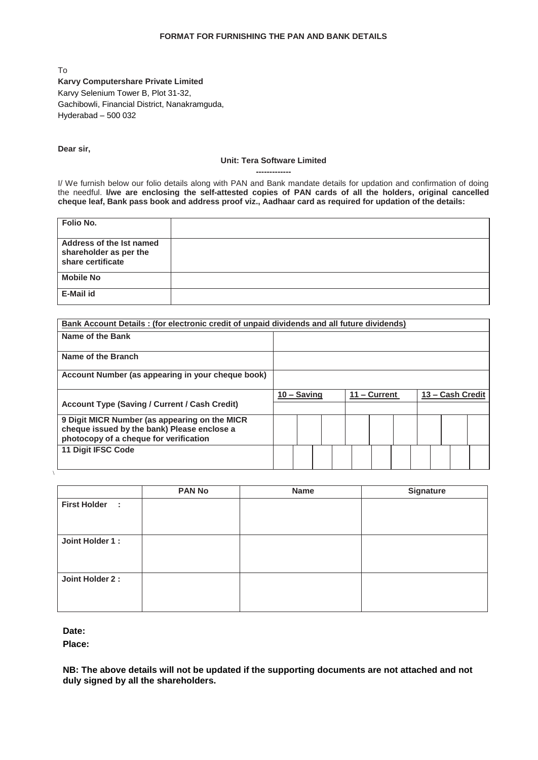## FORMAT FOR FURNISHING THE PAN AND BANK DETAILS

To

**Karvy Computershare Private Limited**
Karvy Selenium Tower B, Plot 31-32,
Gachibowli, Financial District, Nanakramguda,
Hyderabad – 500 032

**Dear sir,**

**Unit: Tera Software Limited**

**-------------**

I/ We furnish below our folio details along with PAN and Bank mandate details for updation and confirmation of doing the needful. **I/we are enclosing the self-attested copies of PAN cards of all the holders, original cancelled cheque leaf, Bank pass book and address proof viz., Aadhaar card as required for updation of the details:**

| | |
|---|---|
| **Folio No.** | |
| **Address of the Ist named shareholder as per the share certificate** | |
| **Mobile No** | |
| **E-Mail id** | |

| **Bank Account Details : (for electronic credit of unpaid dividends and all future dividends)** | | | |
|---|---|---|---|
| **Name of the Bank** | | | |
| **Name of the Branch** | | | |
| **Account Number (as appearing in your cheque book)** | | | |
| **Account Type (Saving / Current / Cash Credit)** | **10 – Saving** | **11 – Current** | **13 – Cash Credit** |
| **9 Digit MICR Number (as appearing on the MICR cheque issued by the bank) Please enclose a photocopy of a cheque for verification** | | | |
| **11 Digit IFSC Code** | | | |

| | PAN No | Name | Signature |
|---|---|---|---|
| **First Holder :** | | | |
| **Joint Holder 1 :** | | | |
| **Joint Holder 2 :** | | | |

**Date:**

**Place:**

**NB: The above details will not be updated if the supporting documents are not attached and not duly signed by all the shareholders.**